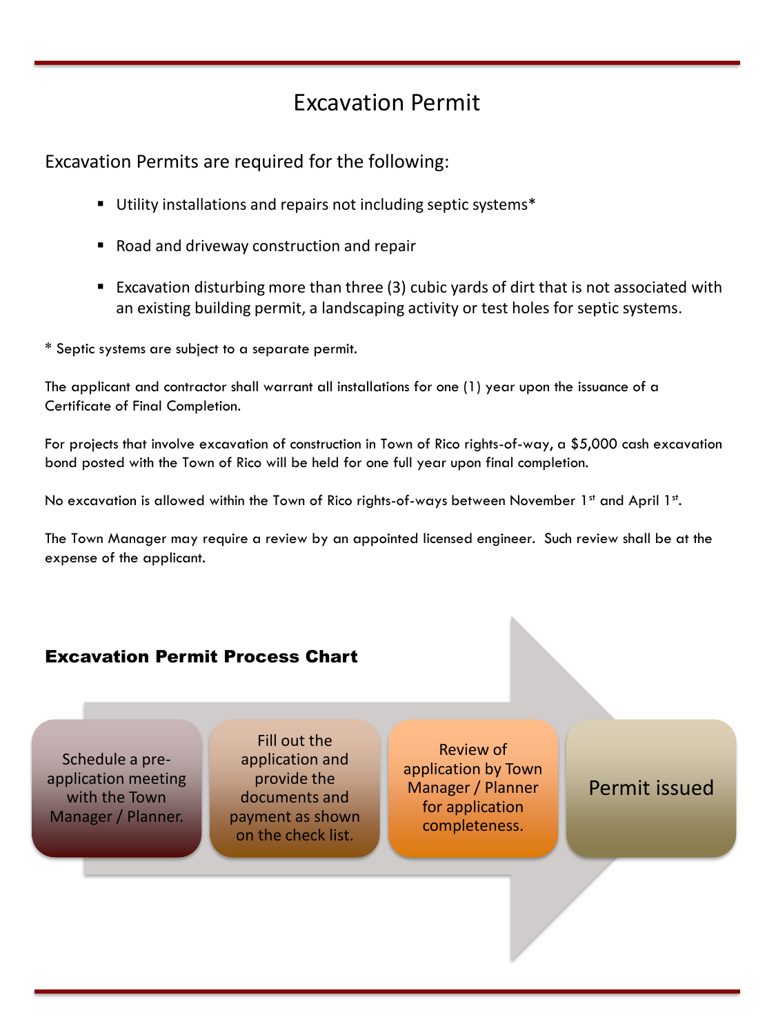# Excavation Permit

## Excavation Permits are required for the following:

- Utility installations and repairs not including septic systems*
- Road and driveway construction and repair
- Excavation disturbing more than three (3) cubic yards of dirt that is not associated with an existing building permit, a landscaping activity or test holes for septic systems.

* Septic systems are subject to a separate permit.

The applicant and contractor shall warrant all installations for one (1) year upon the issuance of a Certificate of Final Completion.

For projects that involve excavation of construction in Town of Rico rights-of-way, a $5,000 cash excavation bond posted with the Town of Rico will be held for one full year upon final completion.

No excavation is allowed within the Town of Rico rights-of-ways between November 1st and April 1st.

The Town Manager may require a review by an appointed licensed engineer. Such review shall be at the expense of the applicant.

### Excavation Permit Process Chart

1. Schedule a pre-application meeting with the Town Manager / Planner.
2. Fill out the application and provide the documents and payment as shown on the check list.
3. Review of application by Town Manager / Planner for application completeness.
4. Permit issued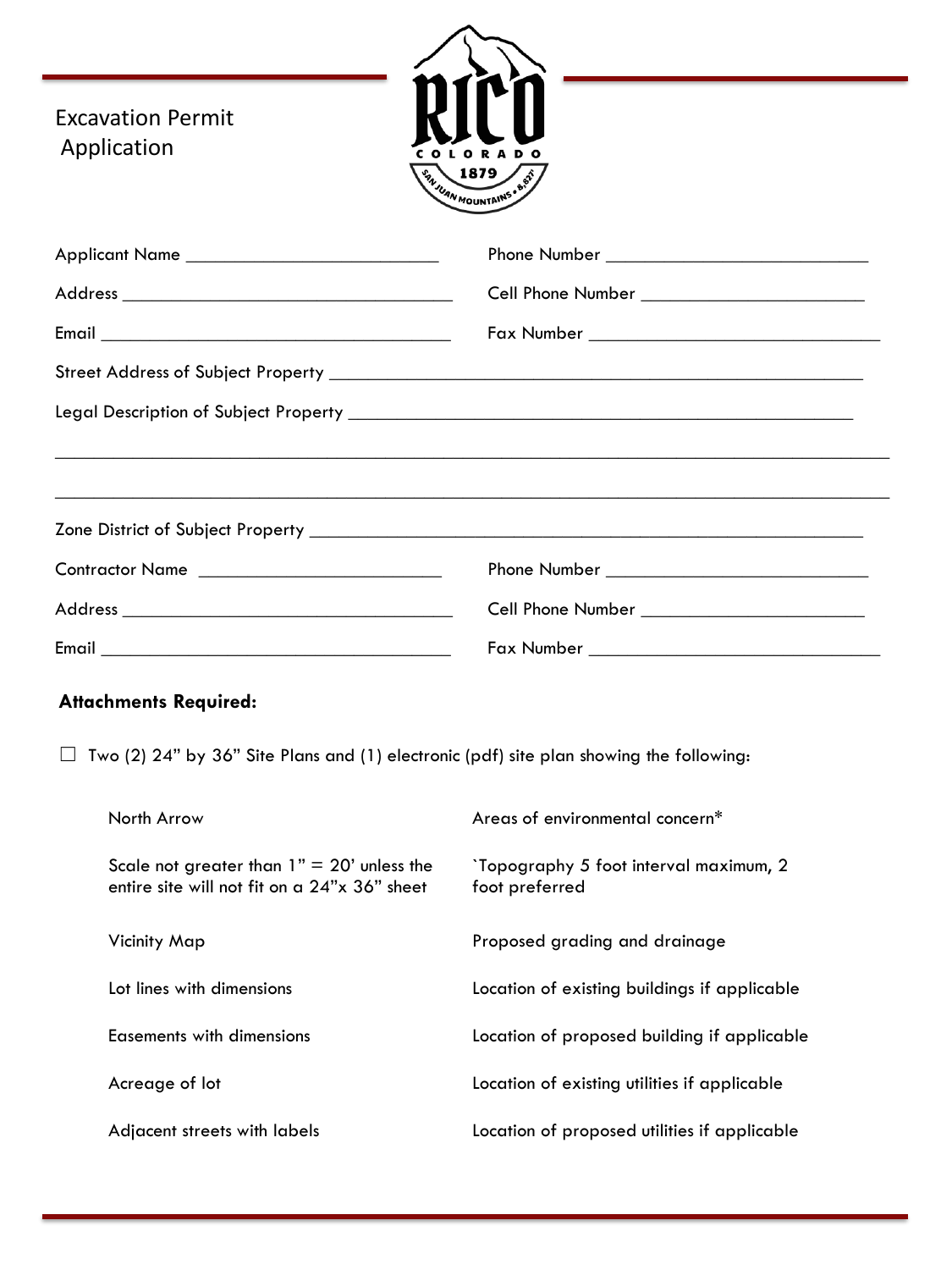# Excavation Permit Application

Applicant Name ___________________________ Phone Number ___________________________

Address ___________________________ Cell Phone Number ___________________________

Email ___________________________ Fax Number ___________________________

Street Address of Subject Property ___________________________________________

Legal Description of Subject Property ___________________________________________

______________________________________________________________________

______________________________________________________________________

Zone District of Subject Property ___________________________________________

Contractor Name ___________________________ Phone Number ___________________________

Address ___________________________ Cell Phone Number ___________________________

Email ___________________________ Fax Number ___________________________

**Attachments Required:**

☐ Two (2) 24" by 36" Site Plans and (1) electronic (pdf) site plan showing the following:

| | |
|---|---|
| North Arrow | Areas of environmental concern* |
| Scale not greater than 1" = 20' unless the entire site will not fit on a 24"x 36" sheet | `Topography 5 foot interval maximum, 2 foot preferred |
| Vicinity Map | Proposed grading and drainage |
| Lot lines with dimensions | Location of existing buildings if applicable |
| Easements with dimensions | Location of proposed building if applicable |
| Acreage of lot | Location of existing utilities if applicable |
| Adjacent streets with labels | Location of proposed utilities if applicable |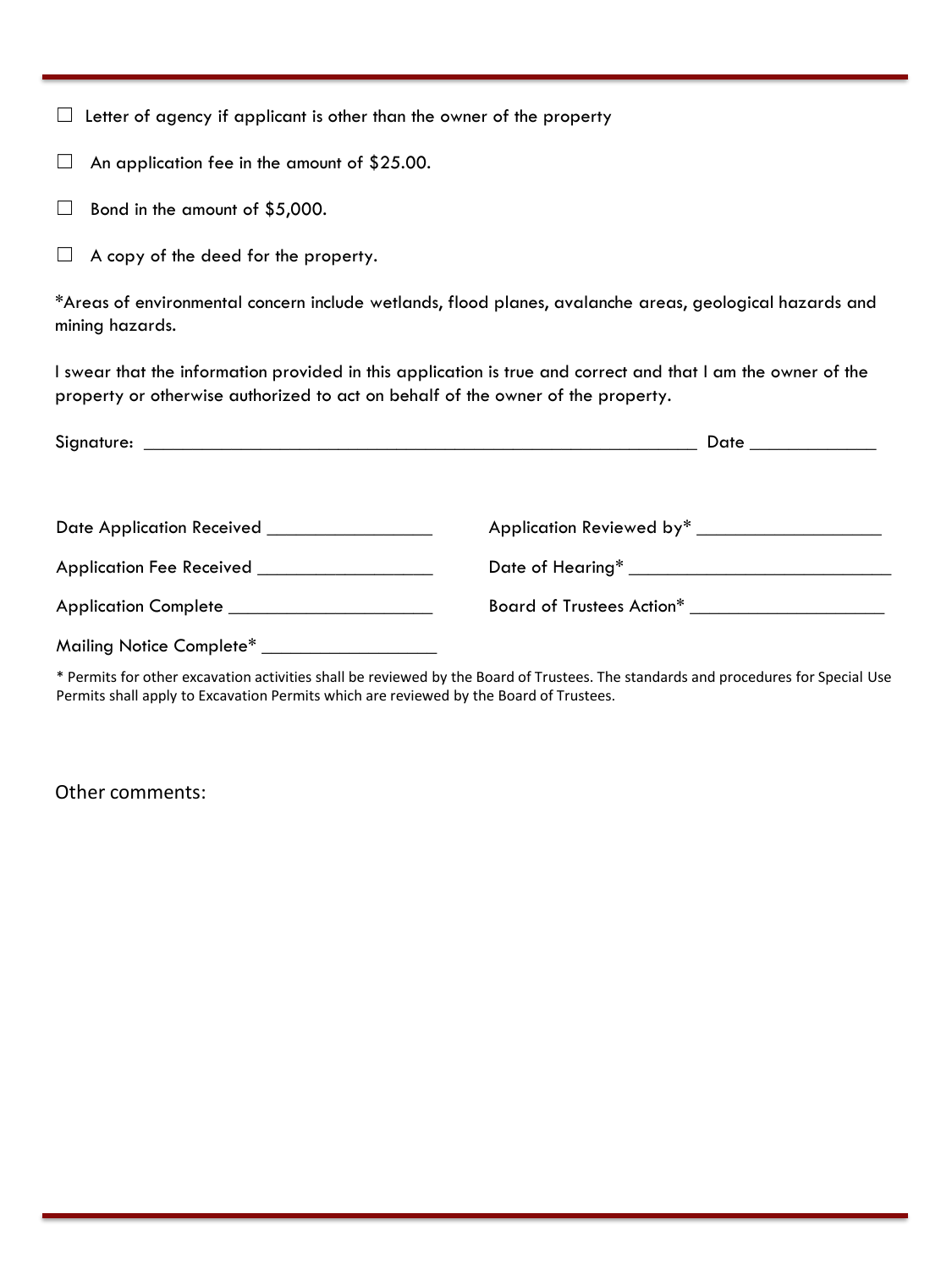☐ Letter of agency if applicant is other than the owner of the property

☐ An application fee in the amount of $25.00.

☐ Bond in the amount of $5,000.

☐ A copy of the deed for the property.

*Areas of environmental concern include wetlands, flood planes, avalanche areas, geological hazards and mining hazards.

I swear that the information provided in this application is true and correct and that I am the owner of the property or otherwise authorized to act on behalf of the owner of the property.

Signature: ____________________________________________________________ Date _____________

Date Application Received _________________

Application Fee Received __________________

Application Complete ______________________

Mailing Notice Complete* __________________

Application Reviewed by* ___________________

Date of Hearing* ____________________________

Board of Trustees Action* ____________________

* Permits for other excavation activities shall be reviewed by the Board of Trustees. The standards and procedures for Special Use Permits shall apply to Excavation Permits which are reviewed by the Board of Trustees.

Other comments: